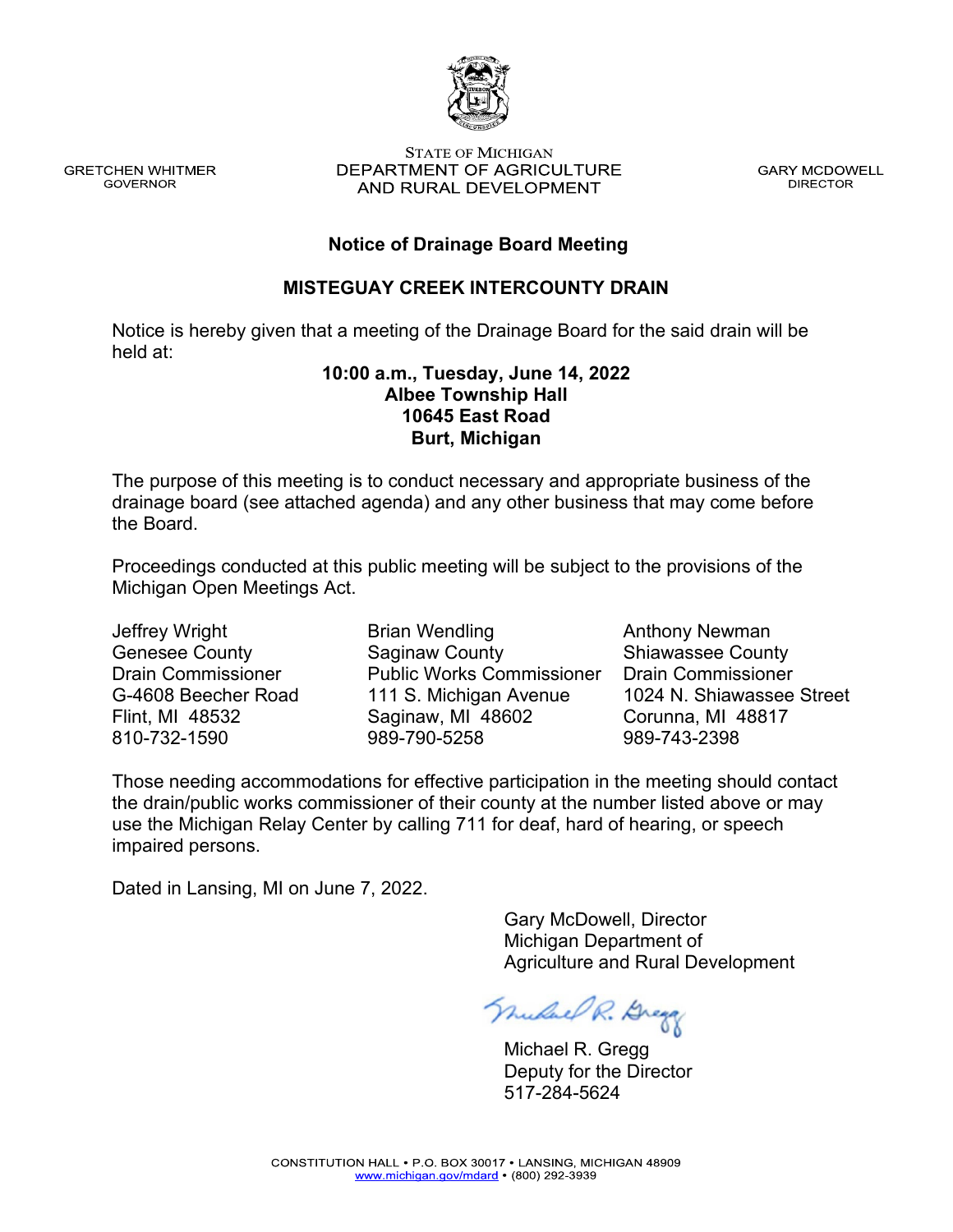GRETCHEN WHITMER
GOVERNOR

STATE OF MICHIGAN
DEPARTMENT OF AGRICULTURE
AND RURAL DEVELOPMENT

GARY MCDOWELL
DIRECTOR

## Notice of Drainage Board Meeting

## MISTEGUAY CREEK INTERCOUNTY DRAIN

Notice is hereby given that a meeting of the Drainage Board for the said drain will be held at:

**10:00 a.m., Tuesday, June 14, 2022**
**Albee Township Hall**
**10645 East Road**
**Burt, Michigan**

The purpose of this meeting is to conduct necessary and appropriate business of the drainage board (see attached agenda) and any other business that may come before the Board.

Proceedings conducted at this public meeting will be subject to the provisions of the Michigan Open Meetings Act.

Jeffrey Wright
Genesee County
Drain Commissioner
G-4608 Beecher Road
Flint, MI 48532
810-732-1590

Brian Wendling
Saginaw County
Public Works Commissioner
111 S. Michigan Avenue
Saginaw, MI 48602
989-790-5258

Anthony Newman
Shiawassee County
Drain Commissioner
1024 N. Shiawassee Street
Corunna, MI 48817
989-743-2398

Those needing accommodations for effective participation in the meeting should contact the drain/public works commissioner of their county at the number listed above or may use the Michigan Relay Center by calling 711 for deaf, hard of hearing, or speech impaired persons.

Dated in Lansing, MI on June 7, 2022.

Gary McDowell, Director
Michigan Department of
Agriculture and Rural Development

Michael R. Gregg
Deputy for the Director
517-284-5624

CONSTITUTION HALL • P.O. BOX 30017 • LANSING, MICHIGAN 48909
www.michigan.gov/mdard • (800) 292-3939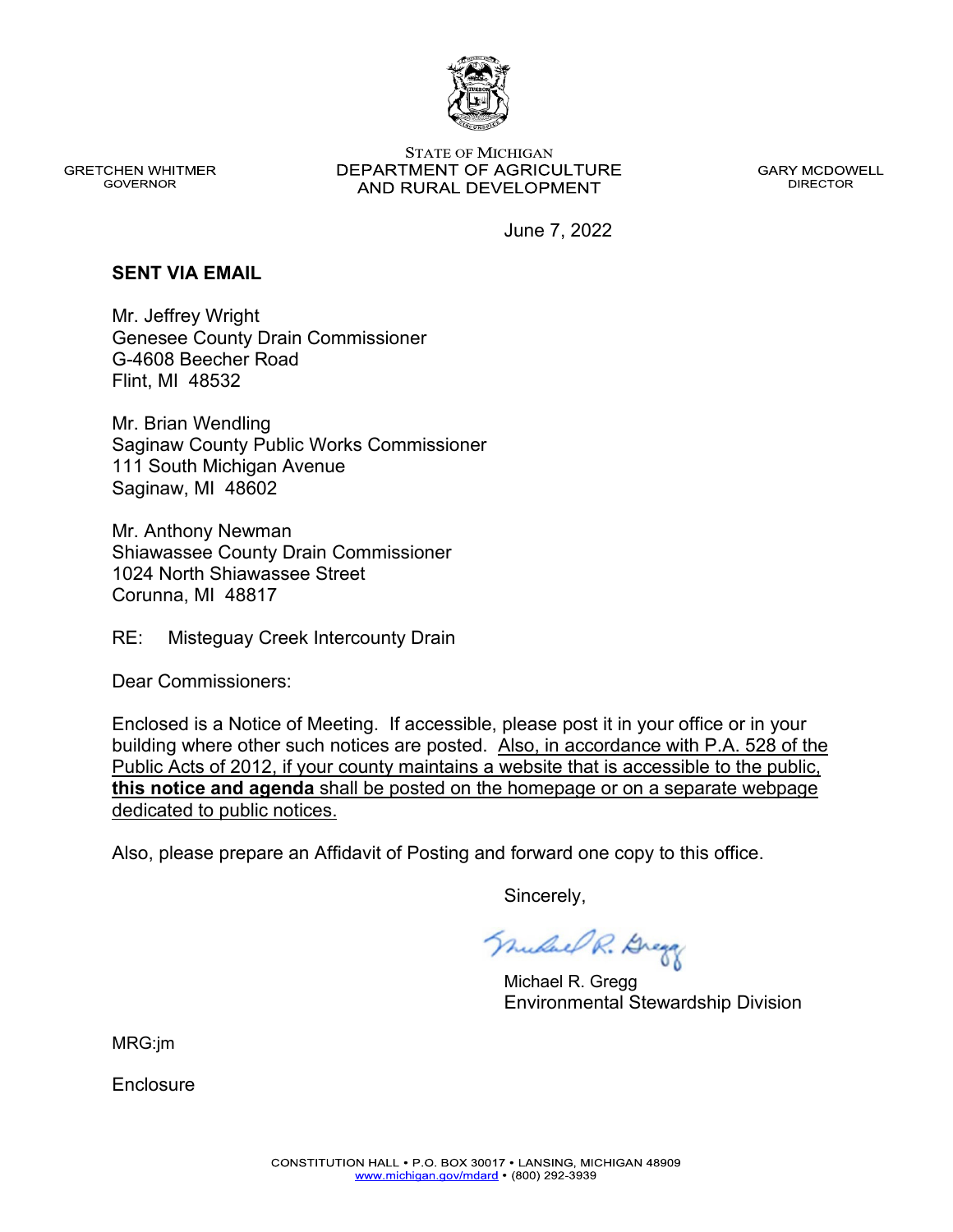GRETCHEN WHITMER
GOVERNOR

STATE OF MICHIGAN
DEPARTMENT OF AGRICULTURE
AND RURAL DEVELOPMENT

GARY MCDOWELL
DIRECTOR

June 7, 2022

**SENT VIA EMAIL**

Mr. Jeffrey Wright
Genesee County Drain Commissioner
G-4608 Beecher Road
Flint, MI 48532

Mr. Brian Wendling
Saginaw County Public Works Commissioner
111 South Michigan Avenue
Saginaw, MI 48602

Mr. Anthony Newman
Shiawassee County Drain Commissioner
1024 North Shiawassee Street
Corunna, MI 48817

RE: Misteguay Creek Intercounty Drain

Dear Commissioners:

Enclosed is a Notice of Meeting. If accessible, please post it in your office or in your building where other such notices are posted. Also, in accordance with P.A. 528 of the Public Acts of 2012, if your county maintains a website that is accessible to the public, **this notice and agenda** shall be posted on the homepage or on a separate webpage dedicated to public notices.

Also, please prepare an Affidavit of Posting and forward one copy to this office.

Sincerely,

Michael R. Gregg
Environmental Stewardship Division

MRG:jm

Enclosure

CONSTITUTION HALL • P.O. BOX 30017 • LANSING, MICHIGAN 48909
www.michigan.gov/mdard • (800) 292-3939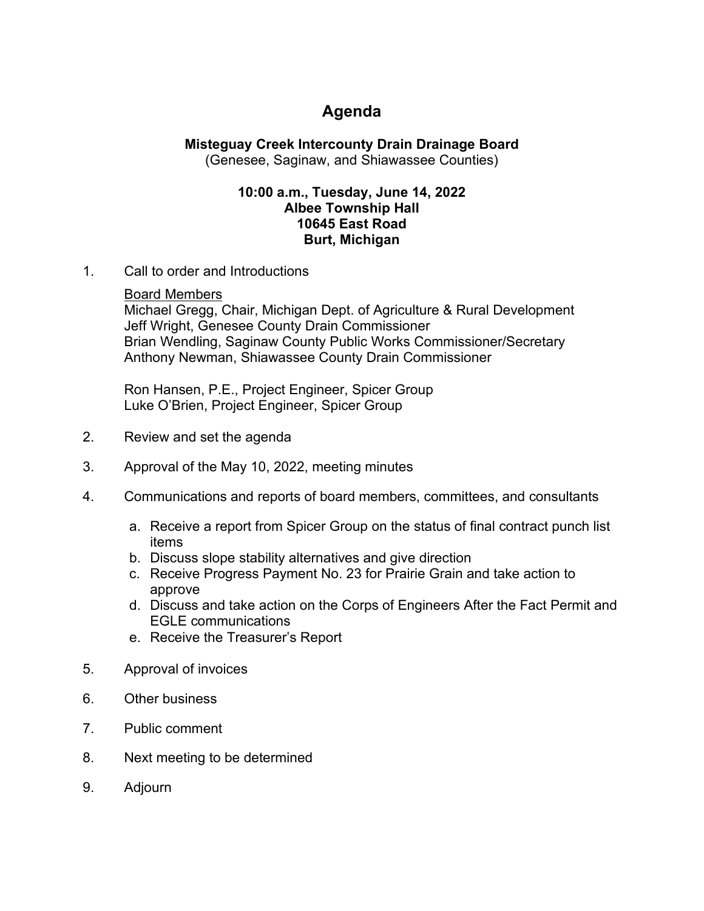# Agenda

**Misteguay Creek Intercounty Drain Drainage Board**
(Genesee, Saginaw, and Shiawassee Counties)

**10:00 a.m., Tuesday, June 14, 2022**
**Albee Township Hall**
**10645 East Road**
**Burt, Michigan**

1. Call to order and Introductions

   Board Members
   Michael Gregg, Chair, Michigan Dept. of Agriculture & Rural Development
   Jeff Wright, Genesee County Drain Commissioner
   Brian Wendling, Saginaw County Public Works Commissioner/Secretary
   Anthony Newman, Shiawassee County Drain Commissioner

   Ron Hansen, P.E., Project Engineer, Spicer Group
   Luke O'Brien, Project Engineer, Spicer Group

2. Review and set the agenda

3. Approval of the May 10, 2022, meeting minutes

4. Communications and reports of board members, committees, and consultants

   a. Receive a report from Spicer Group on the status of final contract punch list items
   b. Discuss slope stability alternatives and give direction
   c. Receive Progress Payment No. 23 for Prairie Grain and take action to approve
   d. Discuss and take action on the Corps of Engineers After the Fact Permit and EGLE communications
   e. Receive the Treasurer's Report

5. Approval of invoices

6. Other business

7. Public comment

8. Next meeting to be determined

9. Adjourn